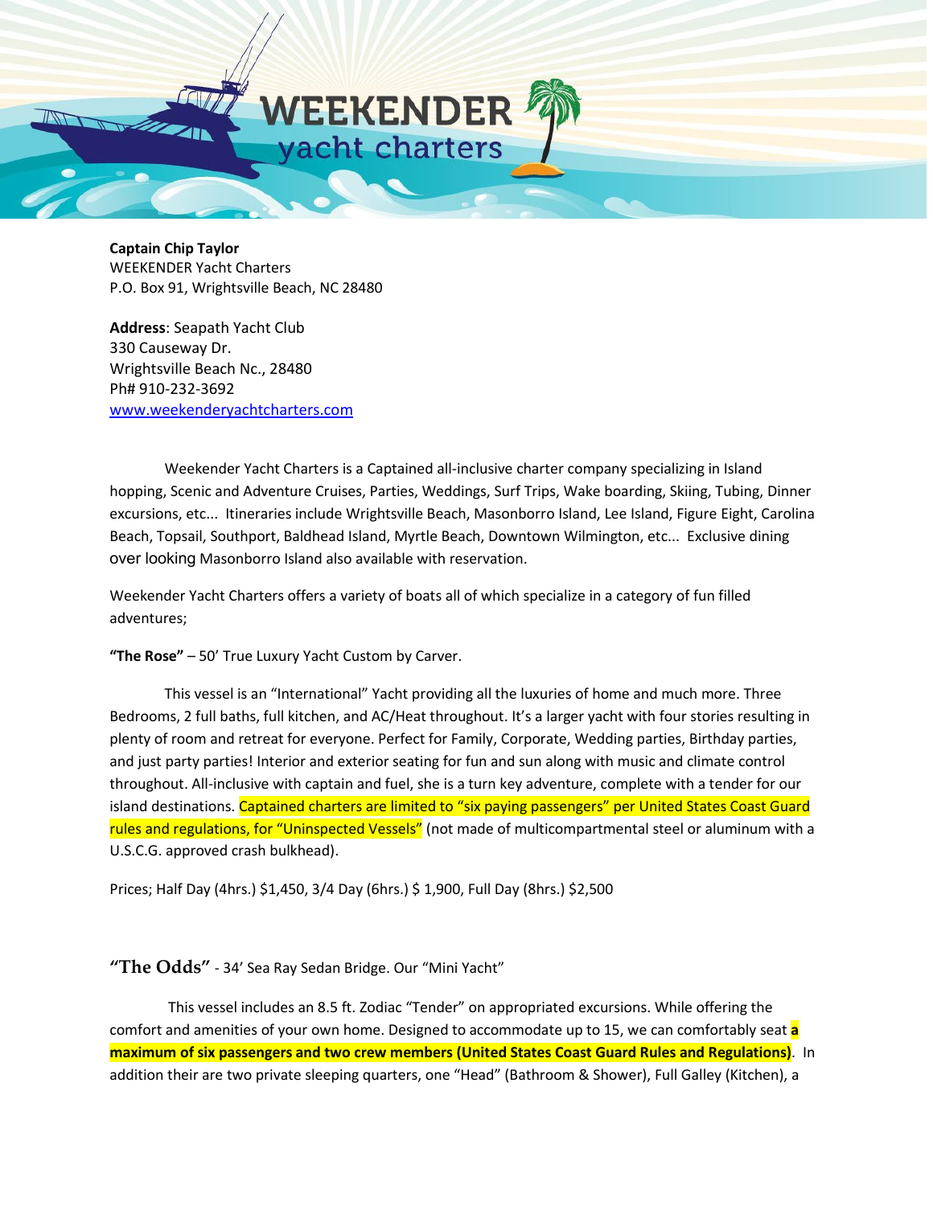# WEEKENDER yacht charters

**Captain Chip Taylor**
WEEKENDER Yacht Charters
P.O. Box 91, Wrightsville Beach, NC 28480

**Address**: Seapath Yacht Club
330 Causeway Dr.
Wrightsville Beach Nc., 28480
Ph# 910-232-3692
[www.weekenderyachtcharters.com](http://www.weekenderyachtcharters.com)

Weekender Yacht Charters is a Captained all-inclusive charter company specializing in Island hopping, Scenic and Adventure Cruises, Parties, Weddings, Surf Trips, Wake boarding, Skiing, Tubing, Dinner excursions, etc... Itineraries include Wrightsville Beach, Masonborro Island, Lee Island, Figure Eight, Carolina Beach, Topsail, Southport, Baldhead Island, Myrtle Beach, Downtown Wilmington, etc... Exclusive dining over looking Masonborro Island also available with reservation.

Weekender Yacht Charters offers a variety of boats all of which specialize in a category of fun filled adventures;

**"The Rose"** – 50' True Luxury Yacht Custom by Carver.

This vessel is an "International" Yacht providing all the luxuries of home and much more. Three Bedrooms, 2 full baths, full kitchen, and AC/Heat throughout. It's a larger yacht with four stories resulting in plenty of room and retreat for everyone. Perfect for Family, Corporate, Wedding parties, Birthday parties, and just party parties! Interior and exterior seating for fun and sun along with music and climate control throughout. All-inclusive with captain and fuel, she is a turn key adventure, complete with a tender for our island destinations. Captained charters are limited to "six paying passengers" per United States Coast Guard rules and regulations, for "Uninspected Vessels" (not made of multicompartmental steel or aluminum with a U.S.C.G. approved crash bulkhead).

Prices; Half Day (4hrs.) $1,450, 3/4 Day (6hrs.) $ 1,900, Full Day (8hrs.) $2,500

**"The Odds"** - 34' Sea Ray Sedan Bridge. Our "Mini Yacht"

This vessel includes an 8.5 ft. Zodiac "Tender" on appropriated excursions. While offering the comfort and amenities of your own home. Designed to accommodate up to 15, we can comfortably seat **a maximum of six passengers and two crew members (United States Coast Guard Rules and Regulations)**. In addition their are two private sleeping quarters, one "Head" (Bathroom & Shower), Full Galley (Kitchen), a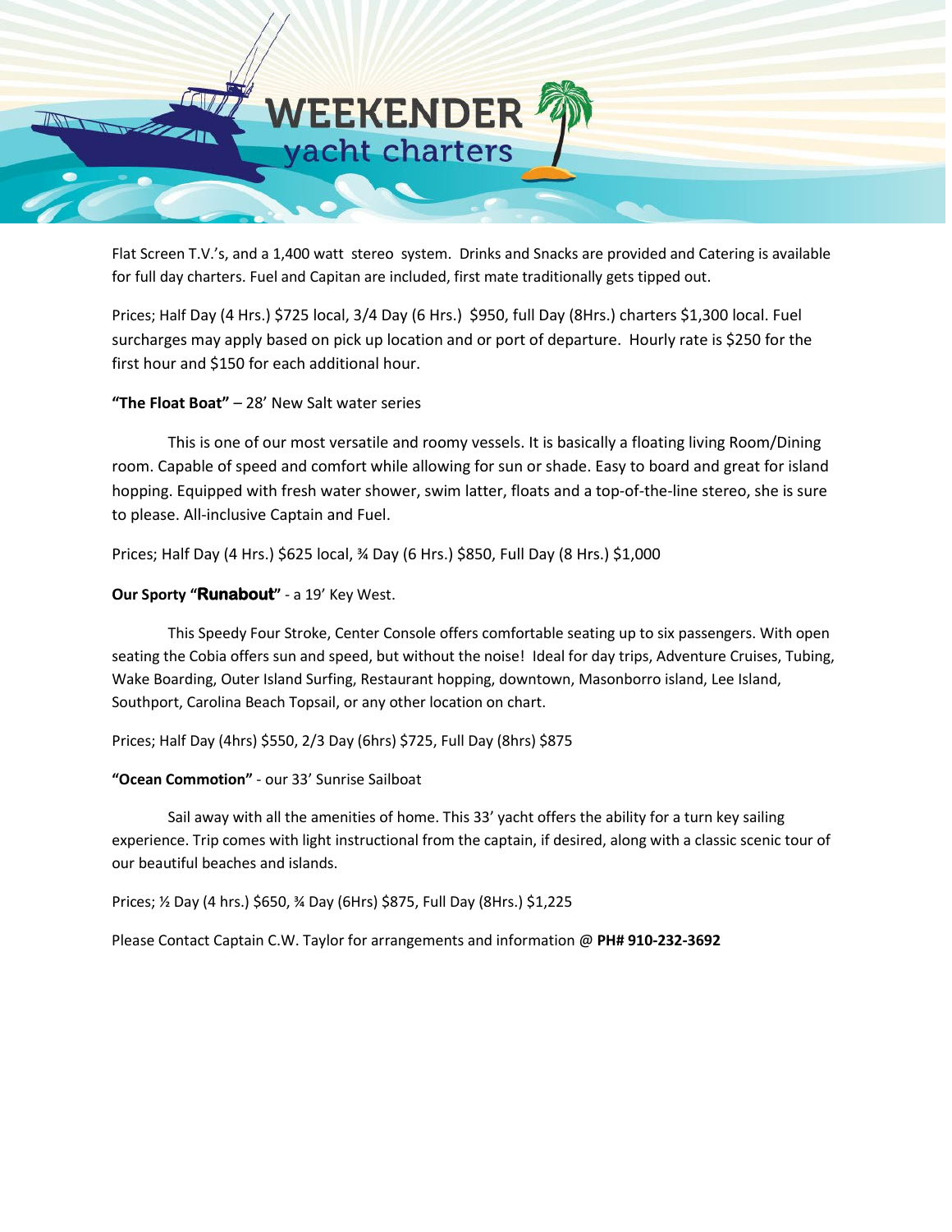Flat Screen T.V.'s, and a 1,400 watt stereo system. Drinks and Snacks are provided and Catering is available for full day charters. Fuel and Capitan are included, first mate traditionally gets tipped out.

Prices; Half Day (4 Hrs.) $725 local, 3/4 Day (6 Hrs.) $950, full Day (8Hrs.) charters $1,300 local. Fuel surcharges may apply based on pick up location and or port of departure. Hourly rate is $250 for the first hour and $150 for each additional hour.

**"The Float Boat"** – 28' New Salt water series

This is one of our most versatile and roomy vessels. It is basically a floating living Room/Dining room. Capable of speed and comfort while allowing for sun or shade. Easy to board and great for island hopping. Equipped with fresh water shower, swim latter, floats and a top-of-the-line stereo, she is sure to please. All-inclusive Captain and Fuel.

Prices; Half Day (4 Hrs.) $625 local, ¾ Day (6 Hrs.) $850, Full Day (8 Hrs.) $1,000

**Our Sporty "Runabout"** - a 19' Key West.

This Speedy Four Stroke, Center Console offers comfortable seating up to six passengers. With open seating the Cobia offers sun and speed, but without the noise! Ideal for day trips, Adventure Cruises, Tubing, Wake Boarding, Outer Island Surfing, Restaurant hopping, downtown, Masonborro island, Lee Island, Southport, Carolina Beach Topsail, or any other location on chart.

Prices; Half Day (4hrs) $550, 2/3 Day (6hrs) $725, Full Day (8hrs) $875

**"Ocean Commotion"** - our 33' Sunrise Sailboat

Sail away with all the amenities of home. This 33' yacht offers the ability for a turn key sailing experience. Trip comes with light instructional from the captain, if desired, along with a classic scenic tour of our beautiful beaches and islands.

Prices; ½ Day (4 hrs.) $650, ¾ Day (6Hrs) $875, Full Day (8Hrs.) $1,225

Please Contact Captain C.W. Taylor for arrangements and information @ **PH# 910-232-3692**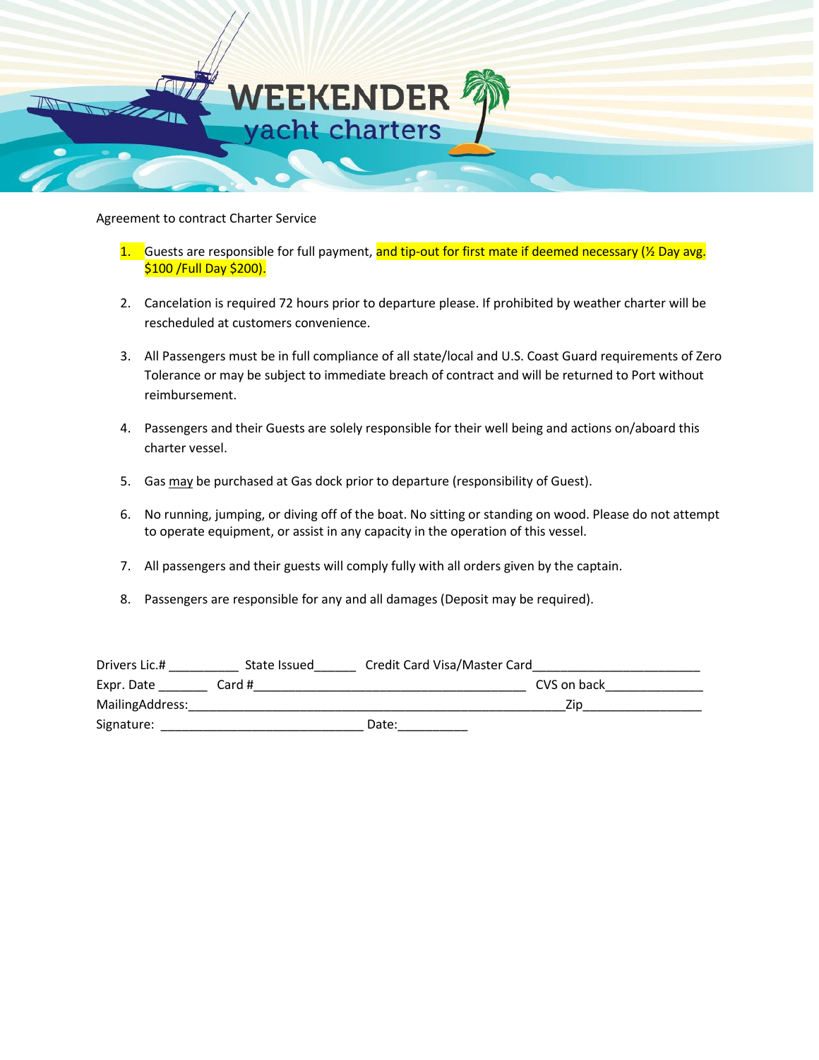# WEEKENDER
## yacht charters

Agreement to contract Charter Service

1. Guests are responsible for full payment, and tip-out for first mate if deemed necessary (½ Day avg. $100 /Full Day $200).

2. Cancelation is required 72 hours prior to departure please. If prohibited by weather charter will be rescheduled at customers convenience.

3. All Passengers must be in full compliance of all state/local and U.S. Coast Guard requirements of Zero Tolerance or may be subject to immediate breach of contract and will be returned to Port without reimbursement.

4. Passengers and their Guests are solely responsible for their well being and actions on/aboard this charter vessel.

5. Gas may be purchased at Gas dock prior to departure (responsibility of Guest).

6. No running, jumping, or diving off of the boat. No sitting or standing on wood. Please do not attempt to operate equipment, or assist in any capacity in the operation of this vessel.

7. All passengers and their guests will comply fully with all orders given by the captain.

8. Passengers are responsible for any and all damages (Deposit may be required).

Drivers Lic.# __________ State Issued______ Credit Card Visa/Master Card________________________

Expr. Date _______ Card #_______________________________________ CVS on back______________

MailingAddress:_____________________________________________________Zip_________________

Signature: _____________________________ Date:__________